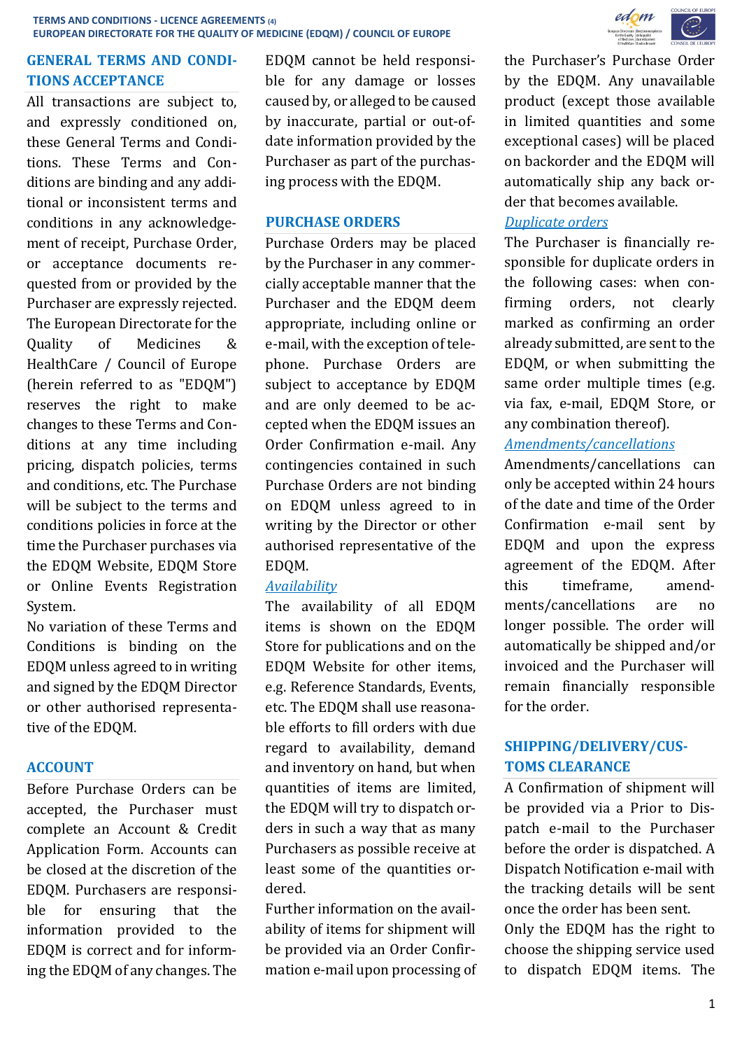## GENERAL TERMS AND CONDITIONS ACCEPTANCE

All transactions are subject to, and expressly conditioned on, these General Terms and Conditions. These Terms and Conditions are binding and any additional or inconsistent terms and conditions in any acknowledgement of receipt, Purchase Order, or acceptance documents requested from or provided by the Purchaser are expressly rejected. The European Directorate for the Quality of Medicines & HealthCare / Council of Europe (herein referred to as "EDQM") reserves the right to make changes to these Terms and Conditions at any time including pricing, dispatch policies, terms and conditions, etc. The Purchase will be subject to the terms and conditions policies in force at the time the Purchaser purchases via the EDQM Website, EDQM Store or Online Events Registration System.

No variation of these Terms and Conditions is binding on the EDQM unless agreed to in writing and signed by the EDQM Director or other authorised representative of the EDQM.

## ACCOUNT

Before Purchase Orders can be accepted, the Purchaser must complete an Account & Credit Application Form. Accounts can be closed at the discretion of the EDQM. Purchasers are responsible for ensuring that the information provided to the EDQM is correct and for informing the EDQM of any changes. The EDQM cannot be held responsible for any damage or losses caused by, or alleged to be caused by inaccurate, partial or out-of-date information provided by the Purchaser as part of the purchasing process with the EDQM.

## PURCHASE ORDERS

Purchase Orders may be placed by the Purchaser in any commercially acceptable manner that the Purchaser and the EDQM deem appropriate, including online or e-mail, with the exception of telephone. Purchase Orders are subject to acceptance by EDQM and are only deemed to be accepted when the EDQM issues an Order Confirmation e-mail. Any contingencies contained in such Purchase Orders are not binding on EDQM unless agreed to in writing by the Director or other authorised representative of the EDQM.

*Availability*

The availability of all EDQM items is shown on the EDQM Store for publications and on the EDQM Website for other items, e.g. Reference Standards, Events, etc. The EDQM shall use reasonable efforts to fill orders with due regard to availability, demand and inventory on hand, but when quantities of items are limited, the EDQM will try to dispatch orders in such a way that as many Purchasers as possible receive at least some of the quantities ordered.

Further information on the availability of items for shipment will be provided via an Order Confirmation e-mail upon processing of the Purchaser's Purchase Order by the EDQM. Any unavailable product (except those available in limited quantities and some exceptional cases) will be placed on backorder and the EDQM will automatically ship any back order that becomes available.

*Duplicate orders*

The Purchaser is financially responsible for duplicate orders in the following cases: when confirming orders, not clearly marked as confirming an order already submitted, are sent to the EDQM, or when submitting the same order multiple times (e.g. via fax, e-mail, EDQM Store, or any combination thereof).

*Amendments/cancellations*

Amendments/cancellations can only be accepted within 24 hours of the date and time of the Order Confirmation e-mail sent by EDQM and upon the express agreement of the EDQM. After this timeframe, amendments/cancellations are no longer possible. The order will automatically be shipped and/or invoiced and the Purchaser will remain financially responsible for the order.

## SHIPPING/DELIVERY/CUSTOMS CLEARANCE

A Confirmation of shipment will be provided via a Prior to Dispatch e-mail to the Purchaser before the order is dispatched. A Dispatch Notification e-mail with the tracking details will be sent once the order has been sent.

Only the EDQM has the right to choose the shipping service used to dispatch EDQM items. The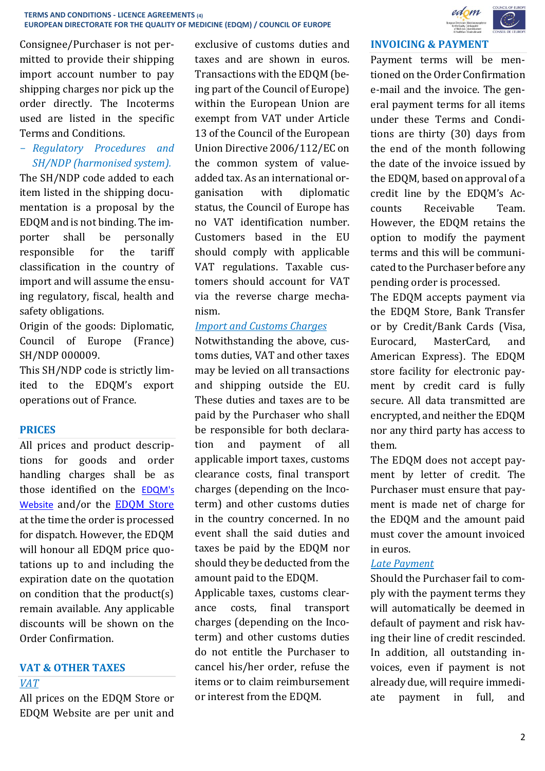Consignee/Purchaser is not permitted to provide their shipping import account number to pay shipping charges nor pick up the order directly. The Incoterms used are listed in the specific Terms and Conditions.

- *Regulatory Procedures and SH/NDP (harmonised system).*

The SH/NDP code added to each item listed in the shipping documentation is a proposal by the EDQM and is not binding. The importer shall be personally responsible for the tariff classification in the country of import and will assume the ensuing regulatory, fiscal, health and safety obligations.

Origin of the goods: Diplomatic, Council of Europe (France) SH/NDP 000009.

This SH/NDP code is strictly limited to the EDQM's export operations out of France.

## PRICES

All prices and product descriptions for goods and order handling charges shall be as those identified on the EDQM's Website and/or the EDQM Store at the time the order is processed for dispatch. However, the EDQM will honour all EDQM price quotations up to and including the expiration date on the quotation on condition that the product(s) remain available. Any applicable discounts will be shown on the Order Confirmation.

## VAT & OTHER TAXES

*VAT*

All prices on the EDQM Store or EDQM Website are per unit and exclusive of customs duties and taxes and are shown in euros. Transactions with the EDQM (being part of the Council of Europe) within the European Union are exempt from VAT under Article 13 of the Council of the European Union Directive 2006/112/EC on the common system of value-added tax. As an international organisation with diplomatic status, the Council of Europe has no VAT identification number. Customers based in the EU should comply with applicable VAT regulations. Taxable customers should account for VAT via the reverse charge mechanism.

*Import and Customs Charges*

Notwithstanding the above, customs duties, VAT and other taxes may be levied on all transactions and shipping outside the EU. These duties and taxes are to be paid by the Purchaser who shall be responsible for both declaration and payment of all applicable import taxes, customs clearance costs, final transport charges (depending on the Incoterm) and other customs duties in the country concerned. In no event shall the said duties and taxes be paid by the EDQM nor should they be deducted from the amount paid to the EDQM.

Applicable taxes, customs clearance costs, final transport charges (depending on the Incoterm) and other customs duties do not entitle the Purchaser to cancel his/her order, refuse the items or to claim reimbursement or interest from the EDQM.

## INVOICING & PAYMENT

Payment terms will be mentioned on the Order Confirmation e-mail and the invoice. The general payment terms for all items under these Terms and Conditions are thirty (30) days from the end of the month following the date of the invoice issued by the EDQM, based on approval of a credit line by the EDQM's Accounts Receivable Team. However, the EDQM retains the option to modify the payment terms and this will be communicated to the Purchaser before any pending order is processed.

The EDQM accepts payment via the EDQM Store, Bank Transfer or by Credit/Bank Cards (Visa, Eurocard, MasterCard, and American Express). The EDQM store facility for electronic payment by credit card is fully secure. All data transmitted are encrypted, and neither the EDQM nor any third party has access to them.

The EDQM does not accept payment by letter of credit. The Purchaser must ensure that payment is made net of charge for the EDQM and the amount paid must cover the amount invoiced in euros.

*Late Payment*

Should the Purchaser fail to comply with the payment terms they will automatically be deemed in default of payment and risk having their line of credit rescinded. In addition, all outstanding invoices, even if payment is not already due, will require immediate payment in full, and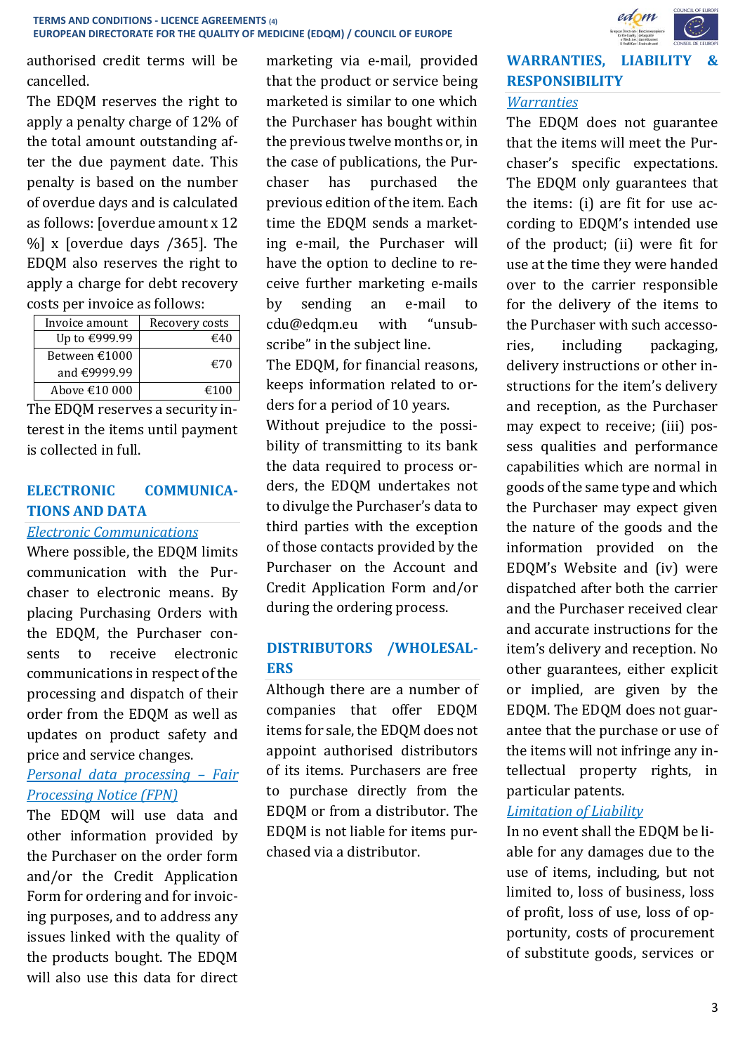authorised credit terms will be cancelled.

The EDQM reserves the right to apply a penalty charge of 12% of the total amount outstanding after the due payment date. This penalty is based on the number of overdue days and is calculated as follows: [overdue amount x 12 %] x [overdue days /365]. The EDQM also reserves the right to apply a charge for debt recovery costs per invoice as follows:

| Invoice amount | Recovery costs |
|---|---|
| Up to €999.99 | €40 |
| Between €1000 and €9999.99 | €70 |
| Above €10 000 | €100 |

The EDQM reserves a security interest in the items until payment is collected in full.

## ELECTRONIC COMMUNICATIONS AND DATA

### *Electronic Communications*

Where possible, the EDQM limits communication with the Purchaser to electronic means. By placing Purchasing Orders with the EDQM, the Purchaser consents to receive electronic communications in respect of the processing and dispatch of their order from the EDQM as well as updates on product safety and price and service changes.

### *Personal data processing – Fair Processing Notice (FPN)*

The EDQM will use data and other information provided by the Purchaser on the order form and/or the Credit Application Form for ordering and for invoicing purposes, and to address any issues linked with the quality of the products bought. The EDQM will also use this data for direct marketing via e-mail, provided that the product or service being marketed is similar to one which the Purchaser has bought within the previous twelve months or, in the case of publications, the Purchaser has purchased the previous edition of the item. Each time the EDQM sends a marketing e-mail, the Purchaser will have the option to decline to receive further marketing e-mails by sending an e-mail to cdu@edqm.eu with "unsubscribe" in the subject line.

The EDQM, for financial reasons, keeps information related to orders for a period of 10 years.

Without prejudice to the possibility of transmitting to its bank the data required to process orders, the EDQM undertakes not to divulge the Purchaser's data to third parties with the exception of those contacts provided by the Purchaser on the Account and Credit Application Form and/or during the ordering process.

## DISTRIBUTORS /WHOLESALERS

Although there are a number of companies that offer EDQM items for sale, the EDQM does not appoint authorised distributors of its items. Purchasers are free to purchase directly from the EDQM or from a distributor. The EDQM is not liable for items purchased via a distributor.

## WARRANTIES, LIABILITY & RESPONSIBILITY

### *Warranties*

The EDQM does not guarantee that the items will meet the Purchaser's specific expectations. The EDQM only guarantees that the items: (i) are fit for use according to EDQM's intended use of the product; (ii) were fit for use at the time they were handed over to the carrier responsible for the delivery of the items to the Purchaser with such accessories, including packaging, delivery instructions or other instructions for the item's delivery and reception, as the Purchaser may expect to receive; (iii) possess qualities and performance capabilities which are normal in goods of the same type and which the Purchaser may expect given the nature of the goods and the information provided on the EDQM's Website and (iv) were dispatched after both the carrier and the Purchaser received clear and accurate instructions for the item's delivery and reception. No other guarantees, either explicit or implied, are given by the EDQM. The EDQM does not guarantee that the purchase or use of the items will not infringe any intellectual property rights, in particular patents.

### *Limitation of Liability*

In no event shall the EDQM be liable for any damages due to the use of items, including, but not limited to, loss of business, loss of profit, loss of use, loss of opportunity, costs of procurement of substitute goods, services or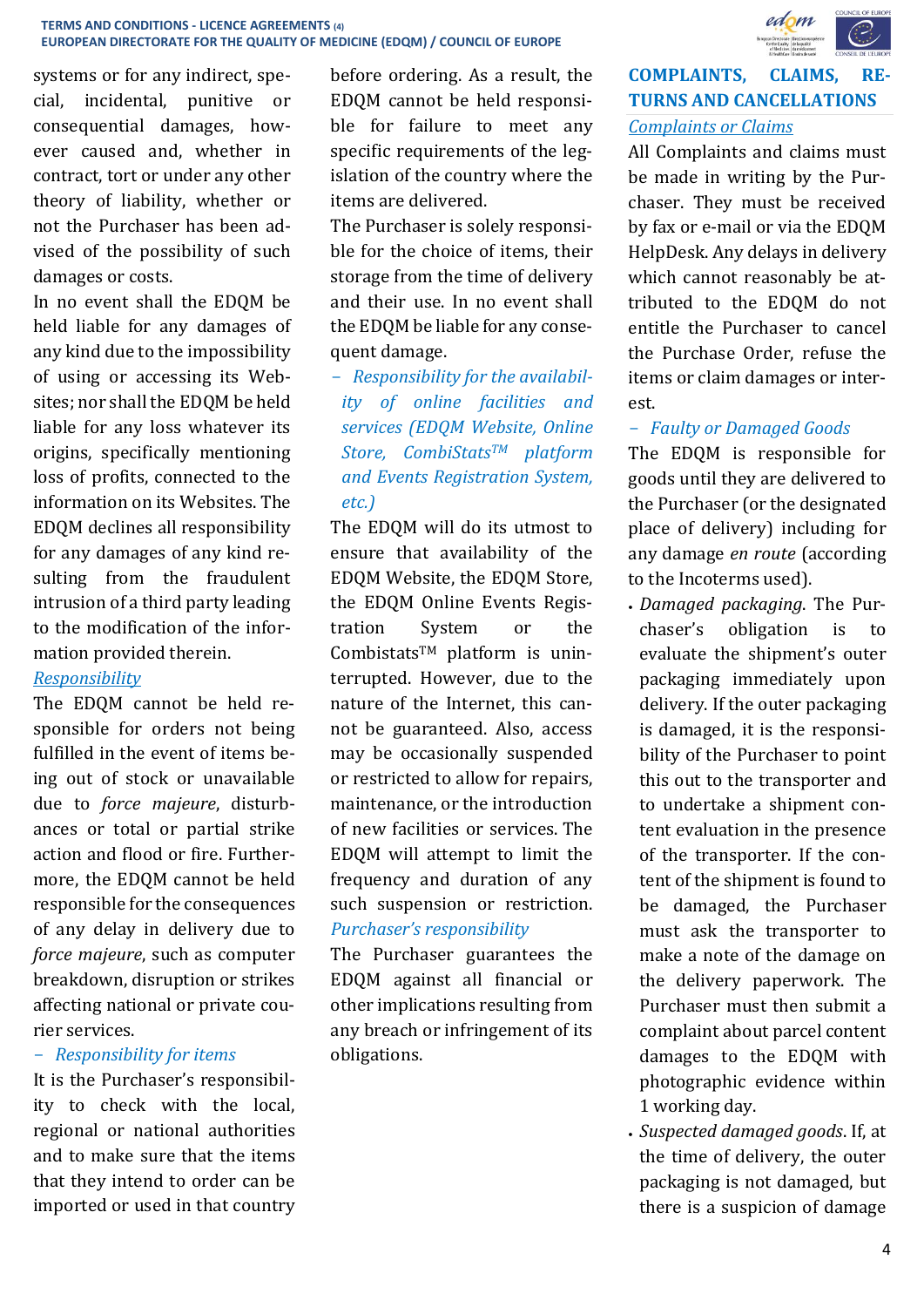systems or for any indirect, special, incidental, punitive or consequential damages, however caused and, whether in contract, tort or under any other theory of liability, whether or not the Purchaser has been advised of the possibility of such damages or costs.

In no event shall the EDQM be held liable for any damages of any kind due to the impossibility of using or accessing its Websites; nor shall the EDQM be held liable for any loss whatever its origins, specifically mentioning loss of profits, connected to the information on its Websites. The EDQM declines all responsibility for any damages of any kind resulting from the fraudulent intrusion of a third party leading to the modification of the information provided therein.

*Responsibility*

The EDQM cannot be held responsible for orders not being fulfilled in the event of items being out of stock or unavailable due to *force majeure*, disturbances or total or partial strike action and flood or fire. Furthermore, the EDQM cannot be held responsible for the consequences of any delay in delivery due to *force majeure*, such as computer breakdown, disruption or strikes affecting national or private courier services.

– *Responsibility for items*

It is the Purchaser's responsibility to check with the local, regional or national authorities and to make sure that the items that they intend to order can be imported or used in that country before ordering. As a result, the EDQM cannot be held responsible for failure to meet any specific requirements of the legislation of the country where the items are delivered.

The Purchaser is solely responsible for the choice of items, their storage from the time of delivery and their use. In no event shall the EDQM be liable for any consequent damage.

– *Responsibility for the availability of online facilities and services (EDQM Website, Online Store, CombiStats™ platform and Events Registration System, etc.)*

The EDQM will do its utmost to ensure that availability of the EDQM Website, the EDQM Store, the EDQM Online Events Registration System or the Combistats™ platform is uninterrupted. However, due to the nature of the Internet, this cannot be guaranteed. Also, access may be occasionally suspended or restricted to allow for repairs, maintenance, or the introduction of new facilities or services. The EDQM will attempt to limit the frequency and duration of any such suspension or restriction.

*Purchaser's responsibility*

The Purchaser guarantees the EDQM against all financial or other implications resulting from any breach or infringement of its obligations.

## COMPLAINTS, CLAIMS, RETURNS AND CANCELLATIONS

*Complaints or Claims*

All Complaints and claims must be made in writing by the Purchaser. They must be received by fax or e-mail or via the EDQM HelpDesk. Any delays in delivery which cannot reasonably be attributed to the EDQM do not entitle the Purchaser to cancel the Purchase Order, refuse the items or claim damages or interest.

– *Faulty or Damaged Goods*

The EDQM is responsible for goods until they are delivered to the Purchaser (or the designated place of delivery) including for any damage *en route* (according to the Incoterms used).

- *Damaged packaging*. The Purchaser's obligation is to evaluate the shipment's outer packaging immediately upon delivery. If the outer packaging is damaged, it is the responsibility of the Purchaser to point this out to the transporter and to undertake a shipment content evaluation in the presence of the transporter. If the content of the shipment is found to be damaged, the Purchaser must ask the transporter to make a note of the damage on the delivery paperwork. The Purchaser must then submit a complaint about parcel content damages to the EDQM with photographic evidence within 1 working day.
- *Suspected damaged goods*. If, at the time of delivery, the outer packaging is not damaged, but there is a suspicion of damage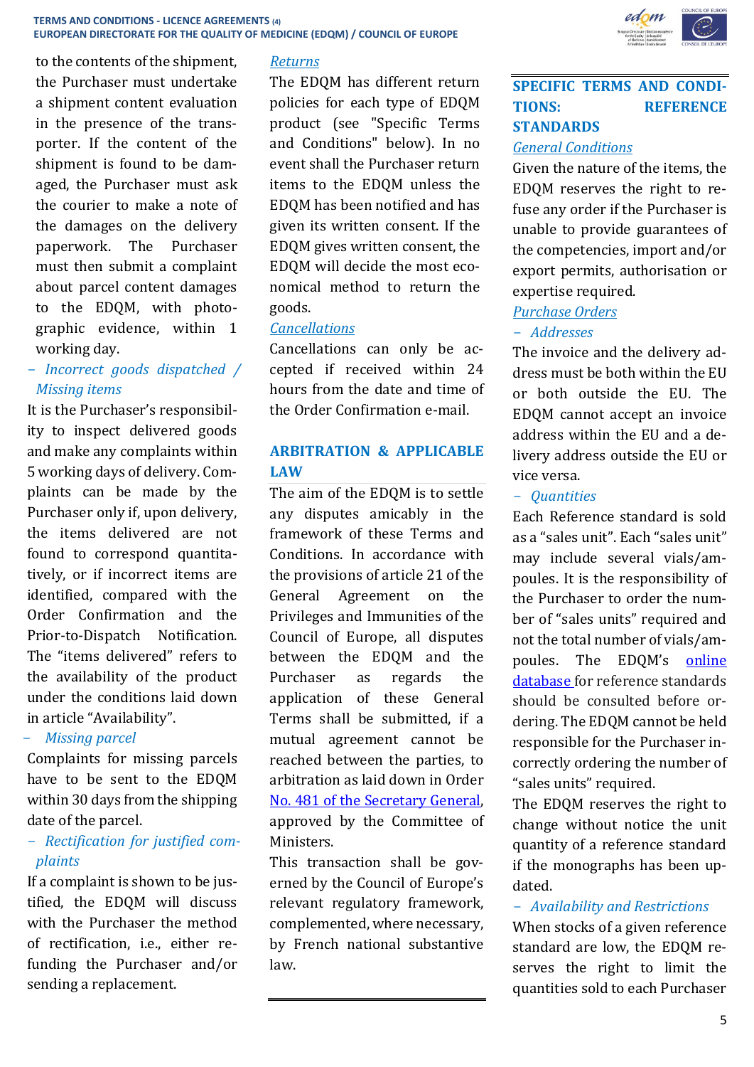to the contents of the shipment, the Purchaser must undertake a shipment content evaluation in the presence of the transporter. If the content of the shipment is found to be damaged, the Purchaser must ask the courier to make a note of the damages on the delivery paperwork. The Purchaser must then submit a complaint about parcel content damages to the EDQM, with photographic evidence, within 1 working day.

– *Incorrect goods dispatched / Missing items*

It is the Purchaser's responsibility to inspect delivered goods and make any complaints within 5 working days of delivery. Complaints can be made by the Purchaser only if, upon delivery, the items delivered are not found to correspond quantitatively, or if incorrect items are identified, compared with the Order Confirmation and the Prior-to-Dispatch Notification. The "items delivered" refers to the availability of the product under the conditions laid down in article "Availability".

– *Missing parcel*

Complaints for missing parcels have to be sent to the EDQM within 30 days from the shipping date of the parcel.

– *Rectification for justified complaints*

If a complaint is shown to be justified, the EDQM will discuss with the Purchaser the method of rectification, i.e., either refunding the Purchaser and/or sending a replacement.

*Returns*

The EDQM has different return policies for each type of EDQM product (see "Specific Terms and Conditions" below). In no event shall the Purchaser return items to the EDQM unless the EDQM has been notified and has given its written consent. If the EDQM gives written consent, the EDQM will decide the most economical method to return the goods.

*Cancellations*

Cancellations can only be accepted if received within 24 hours from the date and time of the Order Confirmation e-mail.

## ARBITRATION & APPLICABLE LAW

The aim of the EDQM is to settle any disputes amicably in the framework of these Terms and Conditions. In accordance with the provisions of article 21 of the General Agreement on the Privileges and Immunities of the Council of Europe, all disputes between the EDQM and the Purchaser as regards the application of these General Terms shall be submitted, if a mutual agreement cannot be reached between the parties, to arbitration as laid down in Order No. 481 of the Secretary General, approved by the Committee of Ministers.

This transaction shall be governed by the Council of Europe's relevant regulatory framework, complemented, where necessary, by French national substantive law.

## SPECIFIC TERMS AND CONDITIONS: REFERENCE STANDARDS

*General Conditions*

Given the nature of the items, the EDQM reserves the right to refuse any order if the Purchaser is unable to provide guarantees of the competencies, import and/or export permits, authorisation or expertise required.

*Purchase Orders*

– *Addresses*

The invoice and the delivery address must be both within the EU or both outside the EU. The EDQM cannot accept an invoice address within the EU and a delivery address outside the EU or vice versa.

– *Quantities*

Each Reference standard is sold as a "sales unit". Each "sales unit" may include several vials/ampoules. It is the responsibility of the Purchaser to order the number of "sales units" required and not the total number of vials/ampoules. The EDQM's online database for reference standards should be consulted before ordering. The EDQM cannot be held responsible for the Purchaser incorrectly ordering the number of "sales units" required.

The EDQM reserves the right to change without notice the unit quantity of a reference standard if the monographs has been updated.

– *Availability and Restrictions*

When stocks of a given reference standard are low, the EDQM reserves the right to limit the quantities sold to each Purchaser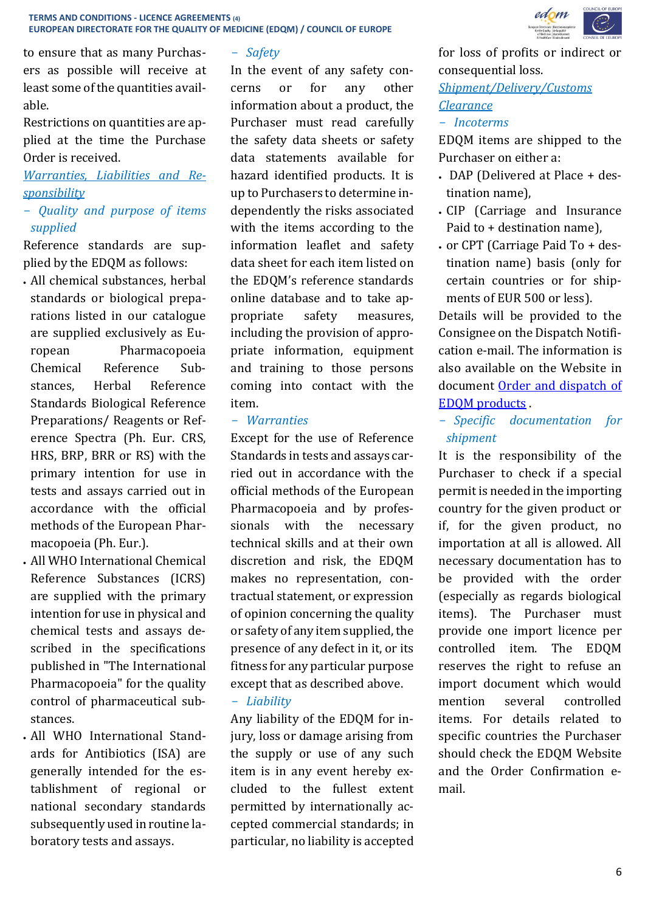to ensure that as many Purchasers as possible will receive at least some of the quantities available.

Restrictions on quantities are applied at the time the Purchase Order is received.

## Warranties, Liabilities and Responsibility

### – *Quality and purpose of items supplied*

Reference standards are supplied by the EDQM as follows:

- All chemical substances, herbal standards or biological preparations listed in our catalogue are supplied exclusively as European Pharmacopoeia Chemical Reference Substances, Herbal Reference Standards Biological Reference Preparations/ Reagents or Reference Spectra (Ph. Eur. CRS, HRS, BRP, BRR or RS) with the primary intention for use in tests and assays carried out in accordance with the official methods of the European Pharmacopoeia (Ph. Eur.).
- All WHO International Chemical Reference Substances (ICRS) are supplied with the primary intention for use in physical and chemical tests and assays described in the specifications published in "The International Pharmacopoeia" for the quality control of pharmaceutical substances.
- All WHO International Standards for Antibiotics (ISA) are generally intended for the establishment of regional or national secondary standards subsequently used in routine laboratory tests and assays.

### – *Safety*

In the event of any safety concerns or for any other information about a product, the Purchaser must read carefully the safety data sheets or safety data statements available for hazard identified products. It is up to Purchasers to determine independently the risks associated with the items according to the information leaflet and safety data sheet for each item listed on the EDQM's reference standards online database and to take appropriate safety measures, including the provision of appropriate information, equipment and training to those persons coming into contact with the item.

### – *Warranties*

Except for the use of Reference Standards in tests and assays carried out in accordance with the official methods of the European Pharmacopoeia and by professionals with the necessary technical skills and at their own discretion and risk, the EDQM makes no representation, contractual statement, or expression of opinion concerning the quality or safety of any item supplied, the presence of any defect in it, or its fitness for any particular purpose except that as described above.

### – *Liability*

Any liability of the EDQM for injury, loss or damage arising from the supply or use of any such item is in any event hereby excluded to the fullest extent permitted by internationally accepted commercial standards; in particular, no liability is accepted for loss of profits or indirect or consequential loss.

## Shipment/Delivery/Customs Clearance

### – *Incoterms*

EDQM items are shipped to the Purchaser on either a:

- DAP (Delivered at Place + destination name),
- CIP (Carriage and Insurance Paid to + destination name),
- or CPT (Carriage Paid To + destination name) basis (only for certain countries or for shipments of EUR 500 or less).

Details will be provided to the Consignee on the Dispatch Notification e-mail. The information is also available on the Website in document Order and dispatch of EDQM products .

### – *Specific documentation for shipment*

It is the responsibility of the Purchaser to check if a special permit is needed in the importing country for the given product or if, for the given product, no importation at all is allowed. All necessary documentation has to be provided with the order (especially as regards biological items). The Purchaser must provide one import licence per controlled item. The EDQM reserves the right to refuse an import document which would mention several controlled items. For details related to specific countries the Purchaser should check the EDQM Website and the Order Confirmation e-mail.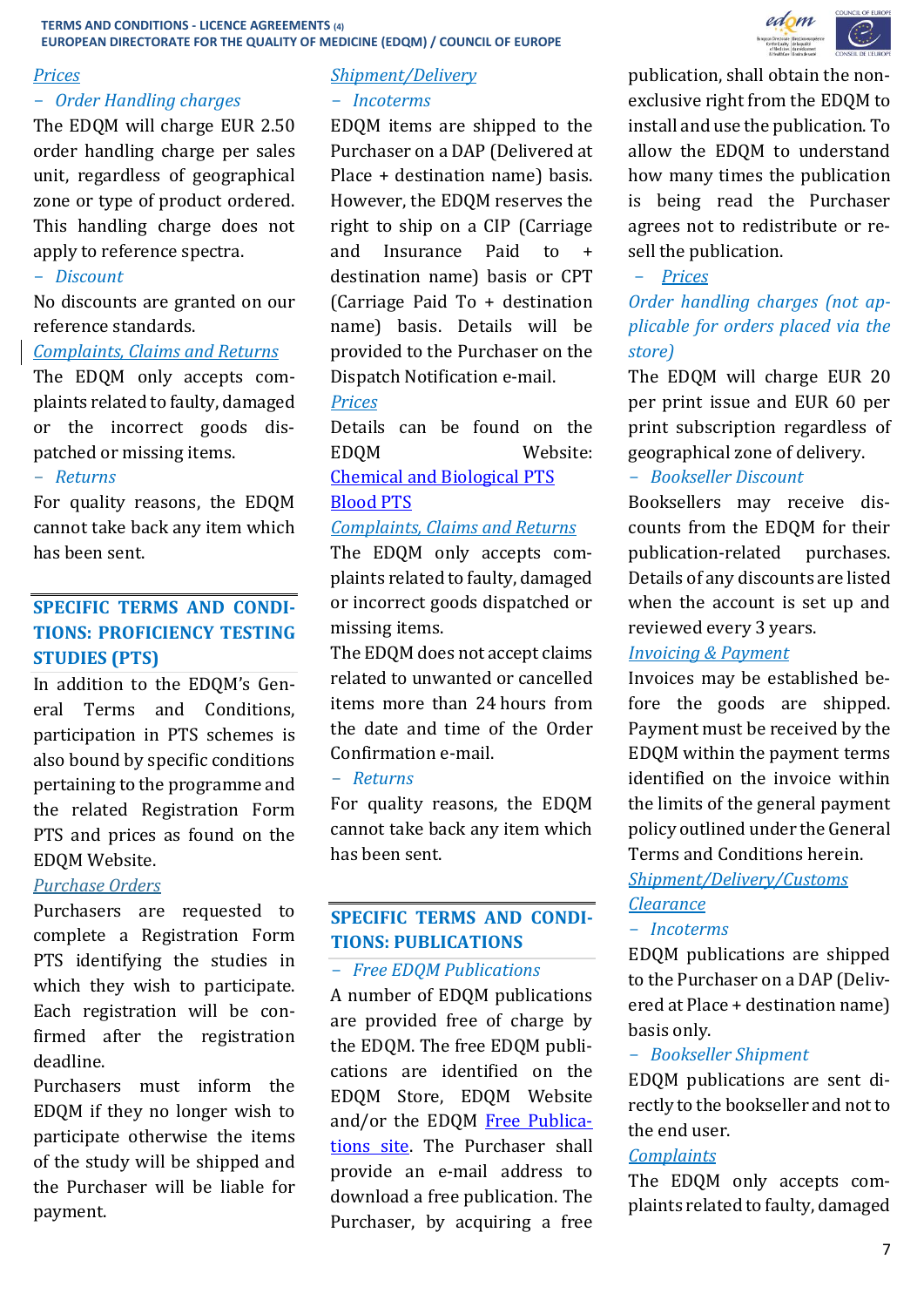*Prices*

– *Order Handling charges*

The EDQM will charge EUR 2.50 order handling charge per sales unit, regardless of geographical zone or type of product ordered. This handling charge does not apply to reference spectra.

– *Discount*

No discounts are granted on our reference standards.

*Complaints, Claims and Returns*

The EDQM only accepts complaints related to faulty, damaged or the incorrect goods dispatched or missing items.

– *Returns*

For quality reasons, the EDQM cannot take back any item which has been sent.

## SPECIFIC TERMS AND CONDITIONS: PROFICIENCY TESTING STUDIES (PTS)

In addition to the EDQM's General Terms and Conditions, participation in PTS schemes is also bound by specific conditions pertaining to the programme and the related Registration Form PTS and prices as found on the EDQM Website.

*Purchase Orders*

Purchasers are requested to complete a Registration Form PTS identifying the studies in which they wish to participate. Each registration will be confirmed after the registration deadline.

Purchasers must inform the EDQM if they no longer wish to participate otherwise the items of the study will be shipped and the Purchaser will be liable for payment.

*Shipment/Delivery*

– *Incoterms*

EDQM items are shipped to the Purchaser on a DAP (Delivered at Place + destination name) basis. However, the EDQM reserves the right to ship on a CIP (Carriage and Insurance Paid to + destination name) basis or CPT (Carriage Paid To + destination name) basis. Details will be provided to the Purchaser on the Dispatch Notification e-mail.

*Prices*

Details can be found on the EDQM Website:
Chemical and Biological PTS
Blood PTS

*Complaints, Claims and Returns*

The EDQM only accepts complaints related to faulty, damaged or incorrect goods dispatched or missing items.

The EDQM does not accept claims related to unwanted or cancelled items more than 24 hours from the date and time of the Order Confirmation e-mail.

– *Returns*

For quality reasons, the EDQM cannot take back any item which has been sent.

## SPECIFIC TERMS AND CONDITIONS: PUBLICATIONS

– *Free EDQM Publications*

A number of EDQM publications are provided free of charge by the EDQM. The free EDQM publications are identified on the EDQM Store, EDQM Website and/or the EDQM Free Publications site. The Purchaser shall provide an e-mail address to download a free publication. The Purchaser, by acquiring a free publication, shall obtain the non-exclusive right from the EDQM to install and use the publication. To allow the EDQM to understand how many times the publication is being read the Purchaser agrees not to redistribute or re-sell the publication.

– *Prices*

*Order handling charges (not applicable for orders placed via the store)*

The EDQM will charge EUR 20 per print issue and EUR 60 per print subscription regardless of geographical zone of delivery.

– *Bookseller Discount*

Booksellers may receive discounts from the EDQM for their publication-related purchases. Details of any discounts are listed when the account is set up and reviewed every 3 years.

*Invoicing & Payment*

Invoices may be established before the goods are shipped. Payment must be received by the EDQM within the payment terms identified on the invoice within the limits of the general payment policy outlined under the General Terms and Conditions herein.

*Shipment/Delivery/Customs Clearance*

– *Incoterms*

EDQM publications are shipped to the Purchaser on a DAP (Delivered at Place + destination name) basis only.

– *Bookseller Shipment*

EDQM publications are sent directly to the bookseller and not to the end user.

*Complaints*

The EDQM only accepts complaints related to faulty, damaged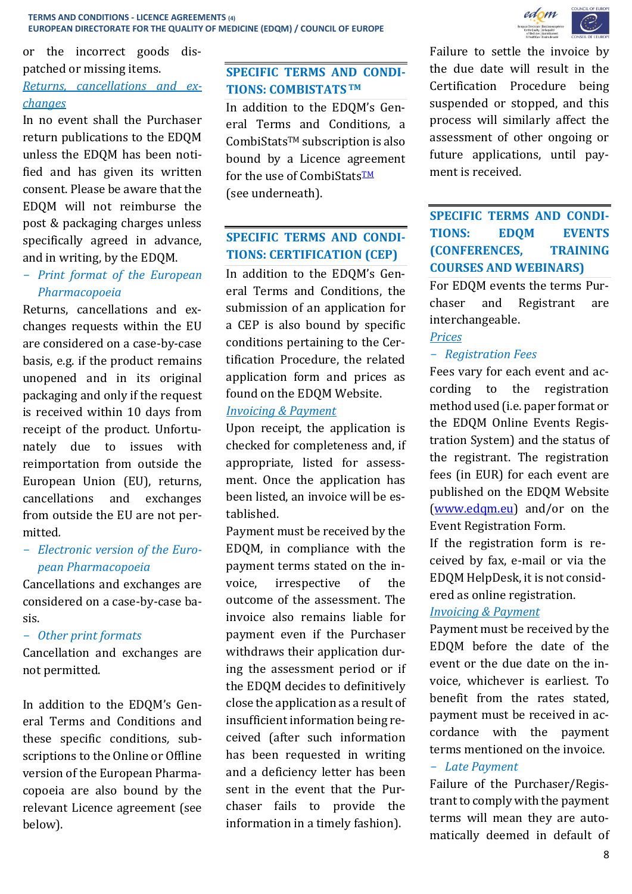or the incorrect goods dispatched or missing items.

*Returns, cancellations and exchanges*

In no event shall the Purchaser return publications to the EDQM unless the EDQM has been notified and has given its written consent. Please be aware that the EDQM will not reimburse the post & packaging charges unless specifically agreed in advance, and in writing, by the EDQM.

– *Print format of the European Pharmacopoeia*

Returns, cancellations and exchanges requests within the EU are considered on a case-by-case basis, e.g. if the product remains unopened and in its original packaging and only if the request is received within 10 days from receipt of the product. Unfortunately due to issues with reimportation from outside the European Union (EU), returns, cancellations and exchanges from outside the EU are not permitted.

– *Electronic version of the European Pharmacopoeia*

Cancellations and exchanges are considered on a case-by-case basis.

– *Other print formats*

Cancellation and exchanges are not permitted.

In addition to the EDQM's General Terms and Conditions and these specific conditions, subscriptions to the Online or Offline version of the European Pharmacopoeia are also bound by the relevant Licence agreement (see below).

## SPECIFIC TERMS AND CONDITIONS: COMBISTATS ™

In addition to the EDQM's General Terms and Conditions, a CombiStats™ subscription is also bound by a Licence agreement for the use of CombiStats™ (see underneath).

## SPECIFIC TERMS AND CONDITIONS: CERTIFICATION (CEP)

In addition to the EDQM's General Terms and Conditions, the submission of an application for a CEP is also bound by specific conditions pertaining to the Certification Procedure, the related application form and prices as found on the EDQM Website.

*Invoicing & Payment*

Upon receipt, the application is checked for completeness and, if appropriate, listed for assessment. Once the application has been listed, an invoice will be established.

Payment must be received by the EDQM, in compliance with the payment terms stated on the invoice, irrespective of the outcome of the assessment. The invoice also remains liable for payment even if the Purchaser withdraws their application during the assessment period or if the EDQM decides to definitively close the application as a result of insufficient information being received (after such information has been requested in writing and a deficiency letter has been sent in the event that the Purchaser fails to provide the information in a timely fashion).

Failure to settle the invoice by the due date will result in the Certification Procedure being suspended or stopped, and this process will similarly affect the assessment of other ongoing or future applications, until payment is received.

## SPECIFIC TERMS AND CONDITIONS: EDQM EVENTS (CONFERENCES, TRAINING COURSES AND WEBINARS)

For EDQM events the terms Purchaser and Registrant are interchangeable.

*Prices*

– *Registration Fees*

Fees vary for each event and according to the registration method used (i.e. paper format or the EDQM Online Events Registration System) and the status of the registrant. The registration fees (in EUR) for each event are published on the EDQM Website (www.edqm.eu) and/or on the Event Registration Form.

If the registration form is received by fax, e-mail or via the EDQM HelpDesk, it is not considered as online registration.

*Invoicing & Payment*

Payment must be received by the EDQM before the date of the event or the due date on the invoice, whichever is earliest. To benefit from the rates stated, payment must be received in accordance with the payment terms mentioned on the invoice.

– *Late Payment*

Failure of the Purchaser/Registrant to comply with the payment terms will mean they are automatically deemed in default of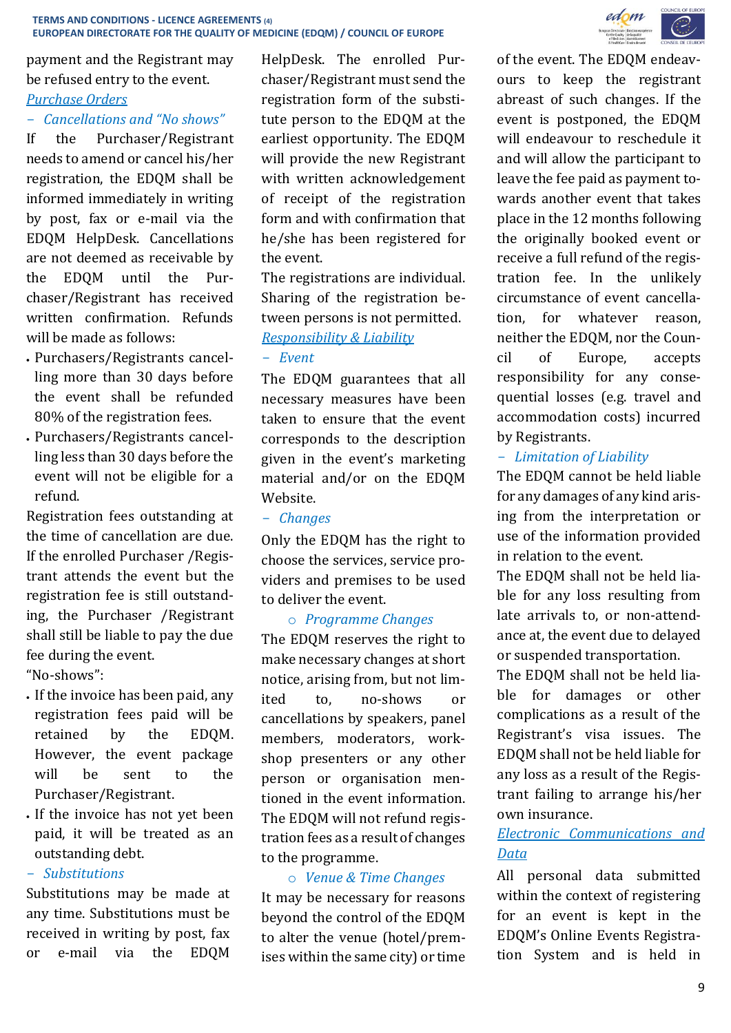payment and the Registrant may be refused entry to the event.

*Purchase Orders*

*– Cancellations and "No shows"*

If the Purchaser/Registrant needs to amend or cancel his/her registration, the EDQM shall be informed immediately in writing by post, fax or e-mail via the EDQM HelpDesk. Cancellations are not deemed as receivable by the EDQM until the Purchaser/Registrant has received written confirmation. Refunds will be made as follows:

- Purchasers/Registrants cancelling more than 30 days before the event shall be refunded 80% of the registration fees.
- Purchasers/Registrants cancelling less than 30 days before the event will not be eligible for a refund.

Registration fees outstanding at the time of cancellation are due. If the enrolled Purchaser /Registrant attends the event but the registration fee is still outstanding, the Purchaser /Registrant shall still be liable to pay the due fee during the event.

"No-shows":

- If the invoice has been paid, any registration fees paid will be retained by the EDQM. However, the event package will be sent to the Purchaser/Registrant.
- If the invoice has not yet been paid, it will be treated as an outstanding debt.

*– Substitutions*

Substitutions may be made at any time. Substitutions must be received in writing by post, fax or e-mail via the EDQM HelpDesk. The enrolled Purchaser/Registrant must send the registration form of the substitute person to the EDQM at the earliest opportunity. The EDQM will provide the new Registrant with written acknowledgement of receipt of the registration form and with confirmation that he/she has been registered for the event.

The registrations are individual. Sharing of the registration between persons is not permitted.

*Responsibility & Liability*

*– Event*

The EDQM guarantees that all necessary measures have been taken to ensure that the event corresponds to the description given in the event's marketing material and/or on the EDQM Website.

*– Changes*

Only the EDQM has the right to choose the services, service providers and premises to be used to deliver the event.

*○ Programme Changes*

The EDQM reserves the right to make necessary changes at short notice, arising from, but not limited to, no-shows or cancellations by speakers, panel members, moderators, workshop presenters or any other person or organisation mentioned in the event information. The EDQM will not refund registration fees as a result of changes to the programme.

*○ Venue & Time Changes*

It may be necessary for reasons beyond the control of the EDQM to alter the venue (hotel/premises within the same city) or time of the event. The EDQM endeavours to keep the registrant abreast of such changes. If the event is postponed, the EDQM will endeavour to reschedule it and will allow the participant to leave the fee paid as payment towards another event that takes place in the 12 months following the originally booked event or receive a full refund of the registration fee. In the unlikely circumstance of event cancellation, for whatever reason, neither the EDQM, nor the Council of Europe, accepts responsibility for any consequential losses (e.g. travel and accommodation costs) incurred by Registrants.

*– Limitation of Liability*

The EDQM cannot be held liable for any damages of any kind arising from the interpretation or use of the information provided in relation to the event.

The EDQM shall not be held liable for any loss resulting from late arrivals to, or non-attendance at, the event due to delayed or suspended transportation.

The EDQM shall not be held liable for damages or other complications as a result of the Registrant's visa issues. The EDQM shall not be held liable for any loss as a result of the Registrant failing to arrange his/her own insurance.

*Electronic Communications and Data*

All personal data submitted within the context of registering for an event is kept in the EDQM's Online Events Registration System and is held in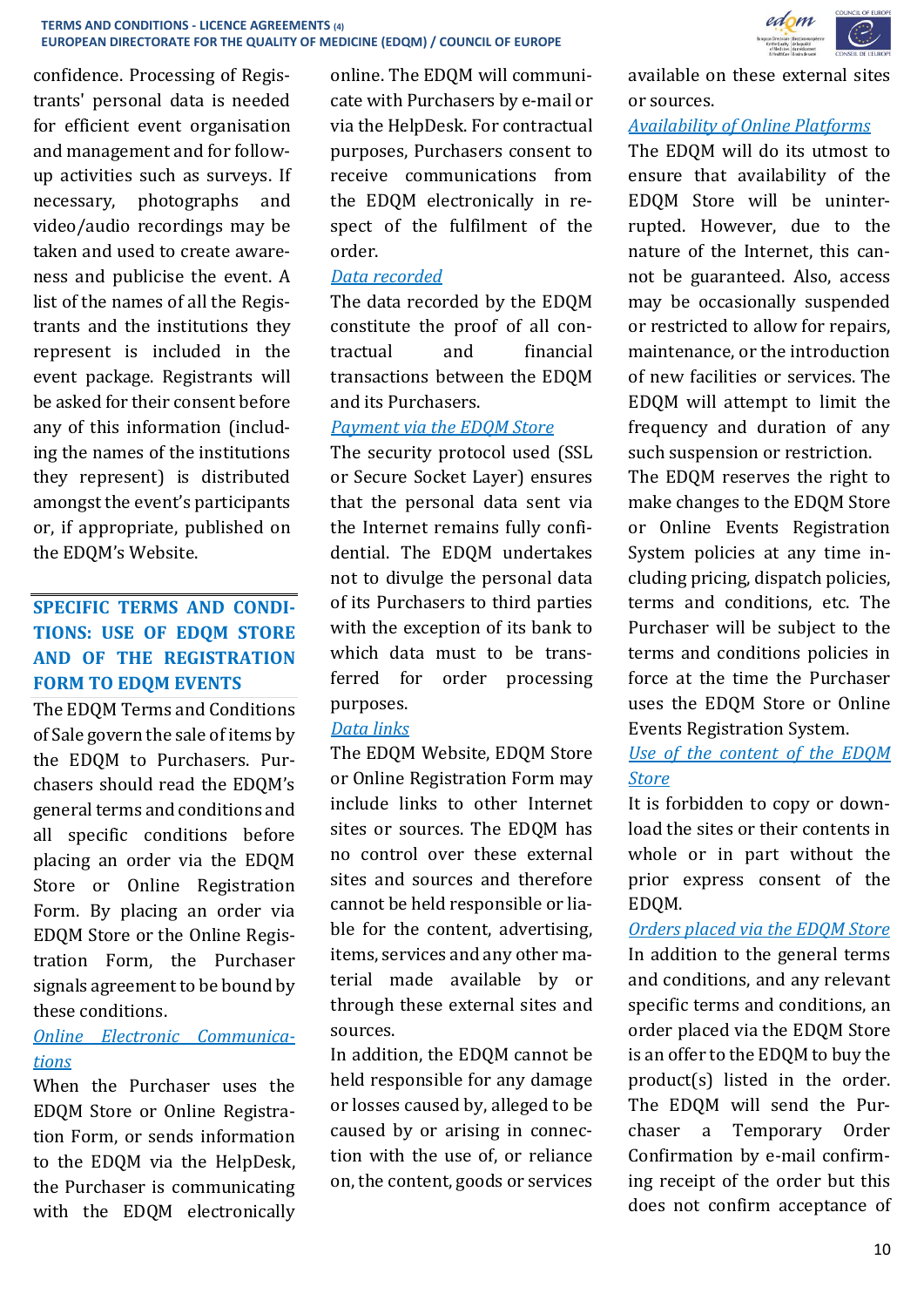confidence. Processing of Registrants' personal data is needed for efficient event organisation and management and for follow-up activities such as surveys. If necessary, photographs and video/audio recordings may be taken and used to create awareness and publicise the event. A list of the names of all the Registrants and the institutions they represent is included in the event package. Registrants will be asked for their consent before any of this information (including the names of the institutions they represent) is distributed amongst the event's participants or, if appropriate, published on the EDQM's Website.

## SPECIFIC TERMS AND CONDITIONS: USE OF EDQM STORE AND OF THE REGISTRATION FORM TO EDQM EVENTS

The EDQM Terms and Conditions of Sale govern the sale of items by the EDQM to Purchasers. Purchasers should read the EDQM's general terms and conditions and all specific conditions before placing an order via the EDQM Store or Online Registration Form. By placing an order via EDQM Store or the Online Registration Form, the Purchaser signals agreement to be bound by these conditions.

*Online Electronic Communications*

When the Purchaser uses the EDQM Store or Online Registration Form, or sends information to the EDQM via the HelpDesk, the Purchaser is communicating with the EDQM electronically online. The EDQM will communicate with Purchasers by e-mail or via the HelpDesk. For contractual purposes, Purchasers consent to receive communications from the EDQM electronically in respect of the fulfilment of the order.

*Data recorded*

The data recorded by the EDQM constitute the proof of all contractual and financial transactions between the EDQM and its Purchasers.

*Payment via the EDQM Store*

The security protocol used (SSL or Secure Socket Layer) ensures that the personal data sent via the Internet remains fully confidential. The EDQM undertakes not to divulge the personal data of its Purchasers to third parties with the exception of its bank to which data must to be transferred for order processing purposes.

*Data links*

The EDQM Website, EDQM Store or Online Registration Form may include links to other Internet sites or sources. The EDQM has no control over these external sites and sources and therefore cannot be held responsible or liable for the content, advertising, items, services and any other material made available by or through these external sites and sources.

In addition, the EDQM cannot be held responsible for any damage or losses caused by, alleged to be caused by or arising in connection with the use of, or reliance on, the content, goods or services available on these external sites or sources.

*Availability of Online Platforms*

The EDQM will do its utmost to ensure that availability of the EDQM Store will be uninterrupted. However, due to the nature of the Internet, this cannot be guaranteed. Also, access may be occasionally suspended or restricted to allow for repairs, maintenance, or the introduction of new facilities or services. The EDQM will attempt to limit the frequency and duration of any such suspension or restriction.

The EDQM reserves the right to make changes to the EDQM Store or Online Events Registration System policies at any time including pricing, dispatch policies, terms and conditions, etc. The Purchaser will be subject to the terms and conditions policies in force at the time the Purchaser uses the EDQM Store or Online Events Registration System.

*Use of the content of the EDQM Store*

It is forbidden to copy or download the sites or their contents in whole or in part without the prior express consent of the EDQM.

*Orders placed via the EDQM Store*

In addition to the general terms and conditions, and any relevant specific terms and conditions, an order placed via the EDQM Store is an offer to the EDQM to buy the product(s) listed in the order. The EDQM will send the Purchaser a Temporary Order Confirmation by e-mail confirming receipt of the order but this does not confirm acceptance of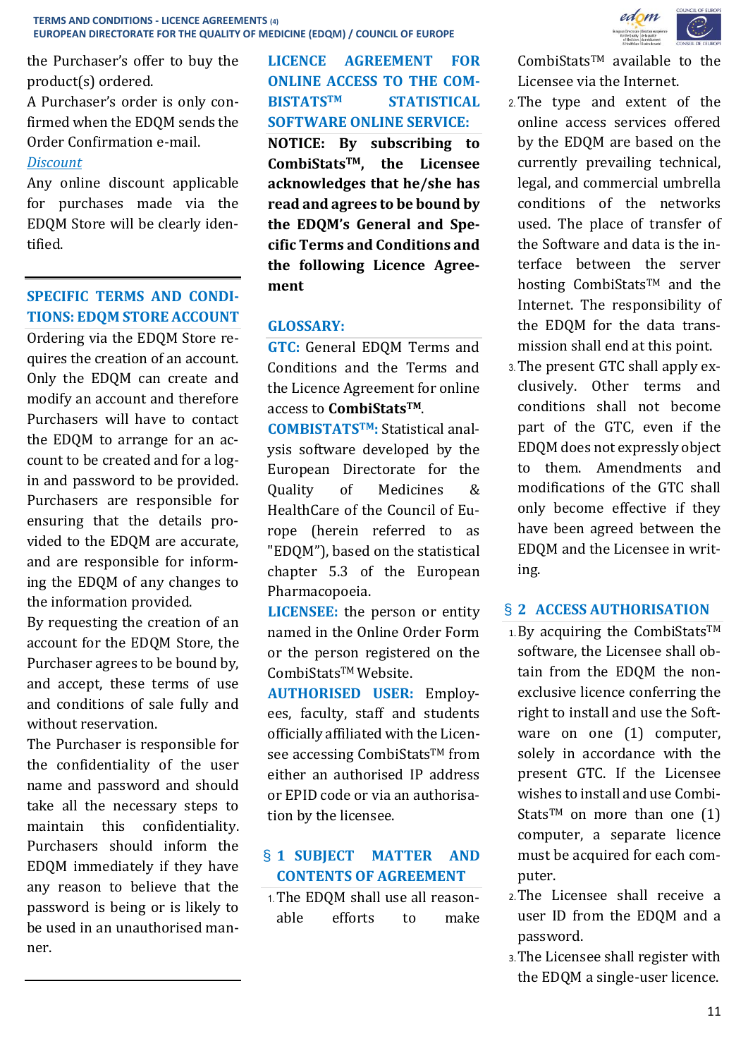the Purchaser's offer to buy the product(s) ordered.

A Purchaser's order is only confirmed when the EDQM sends the Order Confirmation e-mail.

*Discount*

Any online discount applicable for purchases made via the EDQM Store will be clearly identified.

## SPECIFIC TERMS AND CONDITIONS: EDQM STORE ACCOUNT

Ordering via the EDQM Store requires the creation of an account. Only the EDQM can create and modify an account and therefore Purchasers will have to contact the EDQM to arrange for an account to be created and for a login and password to be provided. Purchasers are responsible for ensuring that the details provided to the EDQM are accurate, and are responsible for informing the EDQM of any changes to the information provided.

By requesting the creation of an account for the EDQM Store, the Purchaser agrees to be bound by, and accept, these terms of use and conditions of sale fully and without reservation.

The Purchaser is responsible for the confidentiality of the user name and password and should take all the necessary steps to maintain this confidentiality. Purchasers should inform the EDQM immediately if they have any reason to believe that the password is being or is likely to be used in an unauthorised manner.

## LICENCE AGREEMENT FOR ONLINE ACCESS TO THE COMBISTATS™ STATISTICAL SOFTWARE ONLINE SERVICE:

**NOTICE: By subscribing to CombiStats™, the Licensee acknowledges that he/she has read and agrees to be bound by the EDQM's General and Specific Terms and Conditions and the following Licence Agreement**

## GLOSSARY:

**GTC:** General EDQM Terms and Conditions and the Terms and the Licence Agreement for online access to **CombiStats™**.

**COMBISTATS™:** Statistical analysis software developed by the European Directorate for the Quality of Medicines & HealthCare of the Council of Europe (herein referred to as "EDQM"), based on the statistical chapter 5.3 of the European Pharmacopoeia.

**LICENSEE:** the person or entity named in the Online Order Form or the person registered on the CombiStats™ Website.

**AUTHORISED USER:** Employees, faculty, staff and students officially affiliated with the Licensee accessing CombiStats™ from either an authorised IP address or EPID code or via an authorisation by the licensee.

## § 1 SUBJECT MATTER AND CONTENTS OF AGREEMENT

1. The EDQM shall use all reasonable efforts to make CombiStats™ available to the Licensee via the Internet.
2. The type and extent of the online access services offered by the EDQM are based on the currently prevailing technical, legal, and commercial umbrella conditions of the networks used. The place of transfer of the Software and data is the interface between the server hosting CombiStats™ and the Internet. The responsibility of the EDQM for the data transmission shall end at this point.
3. The present GTC shall apply exclusively. Other terms and conditions shall not become part of the GTC, even if the EDQM does not expressly object to them. Amendments and modifications of the GTC shall only become effective if they have been agreed between the EDQM and the Licensee in writing.

## § 2 ACCESS AUTHORISATION

1. By acquiring the CombiStats™ software, the Licensee shall obtain from the EDQM the non-exclusive licence conferring the right to install and use the Software on one (1) computer, solely in accordance with the present GTC. If the Licensee wishes to install and use CombiStats™ on more than one (1) computer, a separate licence must be acquired for each computer.
2. The Licensee shall receive a user ID from the EDQM and a password.
3. The Licensee shall register with the EDQM a single-user licence.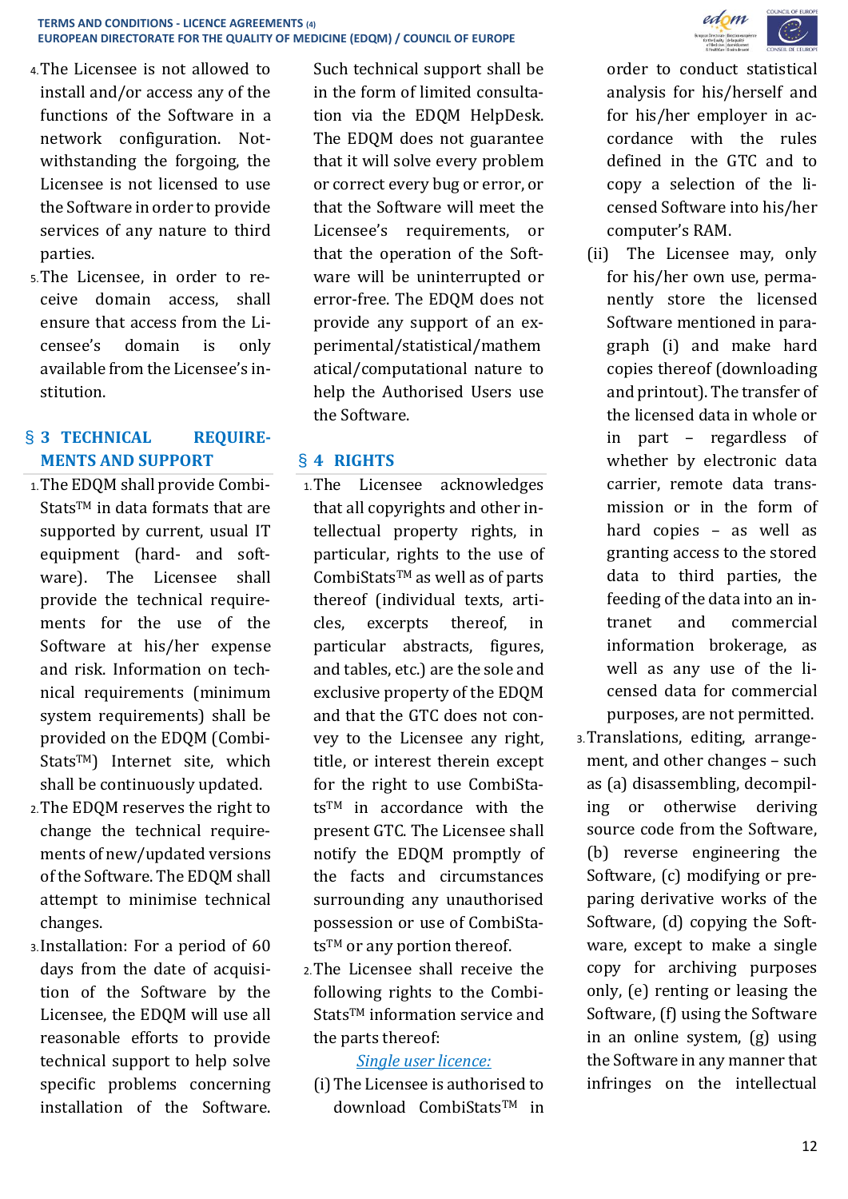4. The Licensee is not allowed to install and/or access any of the functions of the Software in a network configuration. Notwithstanding the forgoing, the Licensee is not licensed to use the Software in order to provide services of any nature to third parties.
5. The Licensee, in order to receive domain access, shall ensure that access from the Licensee's domain is only available from the Licensee's institution.

## § 3 TECHNICAL REQUIREMENTS AND SUPPORT

1. The EDQM shall provide CombiStats™ in data formats that are supported by current, usual IT equipment (hard- and software). The Licensee shall provide the technical requirements for the use of the Software at his/her expense and risk. Information on technical requirements (minimum system requirements) shall be provided on the EDQM (CombiStats™) Internet site, which shall be continuously updated.
2. The EDQM reserves the right to change the technical requirements of new/updated versions of the Software. The EDQM shall attempt to minimise technical changes.
3. Installation: For a period of 60 days from the date of acquisition of the Software by the Licensee, the EDQM will use all reasonable efforts to provide technical support to help solve specific problems concerning installation of the Software. Such technical support shall be in the form of limited consultation via the EDQM HelpDesk. The EDQM does not guarantee that it will solve every problem or correct every bug or error, or that the Software will meet the Licensee's requirements, or that the operation of the Software will be uninterrupted or error-free. The EDQM does not provide any support of an experimental/statistical/mathematical/computational nature to help the Authorised Users use the Software.

## § 4 RIGHTS

1. The Licensee acknowledges that all copyrights and other intellectual property rights, in particular, rights to the use of CombiStats™ as well as of parts thereof (individual texts, articles, excerpts thereof, in particular abstracts, figures, and tables, etc.) are the sole and exclusive property of the EDQM and that the GTC does not convey to the Licensee any right, title, or interest therein except for the right to use CombiStats™ in accordance with the present GTC. The Licensee shall notify the EDQM promptly of the facts and circumstances surrounding any unauthorised possession or use of CombiStats™ or any portion thereof.
2. The Licensee shall receive the following rights to the CombiStats™ information service and the parts thereof:

   *Single user licence:*

   (i) The Licensee is authorised to download CombiStats™ in order to conduct statistical analysis for his/herself and for his/her employer in accordance with the rules defined in the GTC and to copy a selection of the licensed Software into his/her computer's RAM.

   (ii) The Licensee may, only for his/her own use, permanently store the licensed Software mentioned in paragraph (i) and make hard copies thereof (downloading and printout). The transfer of the licensed data in whole or in part – regardless of whether by electronic data carrier, remote data transmission or in the form of hard copies – as well as granting access to the stored data to third parties, the feeding of the data into an intranet and commercial information brokerage, as well as any use of the licensed data for commercial purposes, are not permitted.
3. Translations, editing, arrangement, and other changes – such as (a) disassembling, decompiling or otherwise deriving source code from the Software, (b) reverse engineering the Software, (c) modifying or preparing derivative works of the Software, (d) copying the Software, except to make a single copy for archiving purposes only, (e) renting or leasing the Software, (f) using the Software in an online system, (g) using the Software in any manner that infringes on the intellectual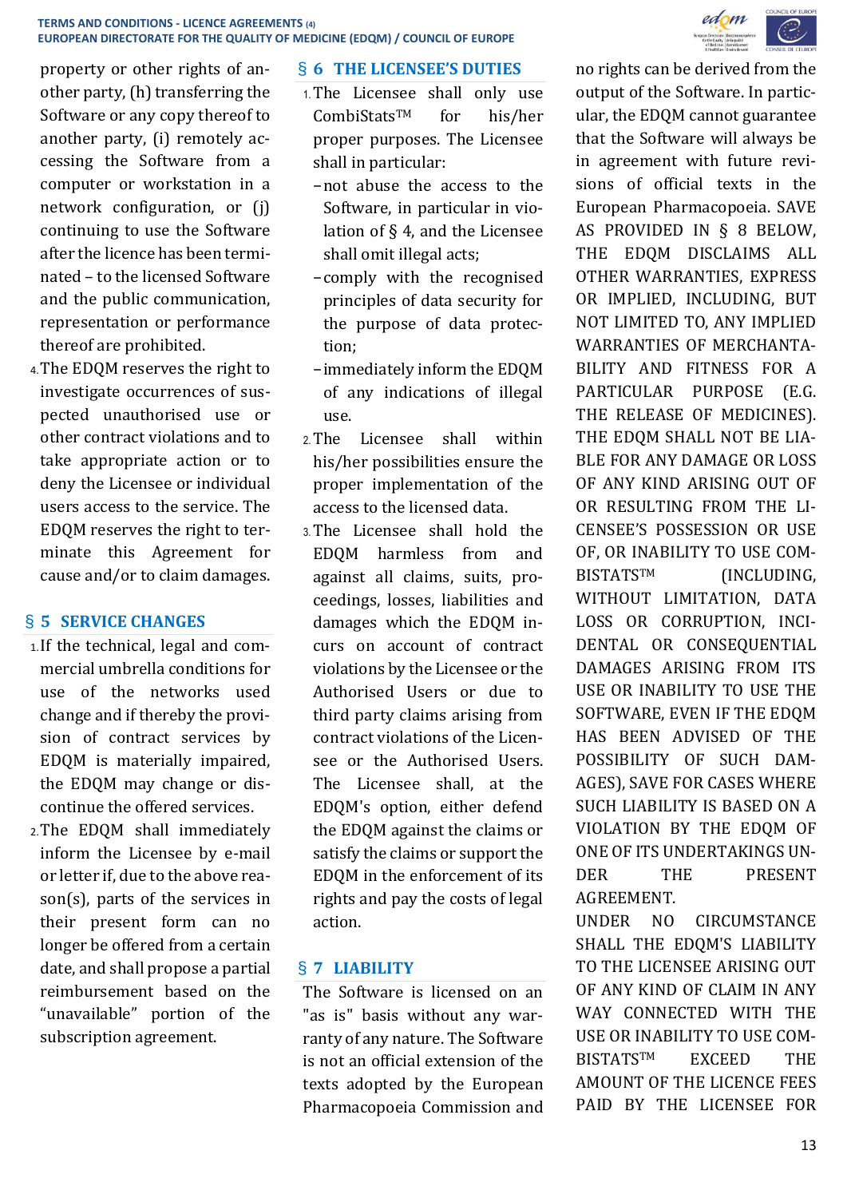property or other rights of another party, (h) transferring the Software or any copy thereof to another party, (i) remotely accessing the Software from a computer or workstation in a network configuration, or (j) continuing to use the Software after the licence has been terminated – to the licensed Software and the public communication, representation or performance thereof are prohibited.

4. The EDQM reserves the right to investigate occurrences of suspected unauthorised use or other contract violations and to take appropriate action or to deny the Licensee or individual users access to the service. The EDQM reserves the right to terminate this Agreement for cause and/or to claim damages.

## § 5 SERVICE CHANGES

1. If the technical, legal and commercial umbrella conditions for use of the networks used change and if thereby the provision of contract services by EDQM is materially impaired, the EDQM may change or discontinue the offered services.
2. The EDQM shall immediately inform the Licensee by e-mail or letter if, due to the above reason(s), parts of the services in their present form can no longer be offered from a certain date, and shall propose a partial reimbursement based on the “unavailable” portion of the subscription agreement.

## § 6 THE LICENSEE’S DUTIES

1. The Licensee shall only use CombiStats™ for his/her proper purposes. The Licensee shall in particular:
   - not abuse the access to the Software, in particular in violation of § 4, and the Licensee shall omit illegal acts;
   - comply with the recognised principles of data security for the purpose of data protection;
   - immediately inform the EDQM of any indications of illegal use.
2. The Licensee shall within his/her possibilities ensure the proper implementation of the access to the licensed data.
3. The Licensee shall hold the EDQM harmless from and against all claims, suits, proceedings, losses, liabilities and damages which the EDQM incurs on account of contract violations by the Licensee or the Authorised Users or due to third party claims arising from contract violations of the Licensee or the Authorised Users. The Licensee shall, at the EDQM's option, either defend the EDQM against the claims or satisfy the claims or support the EDQM in the enforcement of its rights and pay the costs of legal action.

## § 7 LIABILITY

The Software is licensed on an "as is" basis without any warranty of any nature. The Software is not an official extension of the texts adopted by the European Pharmacopoeia Commission and no rights can be derived from the output of the Software. In particular, the EDQM cannot guarantee that the Software will always be in agreement with future revisions of official texts in the European Pharmacopoeia. SAVE AS PROVIDED IN § 8 BELOW, THE EDQM DISCLAIMS ALL OTHER WARRANTIES, EXPRESS OR IMPLIED, INCLUDING, BUT NOT LIMITED TO, ANY IMPLIED WARRANTIES OF MERCHANTABILITY AND FITNESS FOR A PARTICULAR PURPOSE (E.G. THE RELEASE OF MEDICINES). THE EDQM SHALL NOT BE LIABLE FOR ANY DAMAGE OR LOSS OF ANY KIND ARISING OUT OF OR RESULTING FROM THE LICENSEE’S POSSESSION OR USE OF, OR INABILITY TO USE COMBISTATS™ (INCLUDING, WITHOUT LIMITATION, DATA LOSS OR CORRUPTION, INCIDENTAL OR CONSEQUENTIAL DAMAGES ARISING FROM ITS USE OR INABILITY TO USE THE SOFTWARE, EVEN IF THE EDQM HAS BEEN ADVISED OF THE POSSIBILITY OF SUCH DAMAGES), SAVE FOR CASES WHERE SUCH LIABILITY IS BASED ON A VIOLATION BY THE EDQM OF ONE OF ITS UNDERTAKINGS UNDER THE PRESENT AGREEMENT.

UNDER NO CIRCUMSTANCE SHALL THE EDQM'S LIABILITY TO THE LICENSEE ARISING OUT OF ANY KIND OF CLAIM IN ANY WAY CONNECTED WITH THE USE OR INABILITY TO USE COMBISTATS™ EXCEED THE AMOUNT OF THE LICENCE FEES PAID BY THE LICENSEE FOR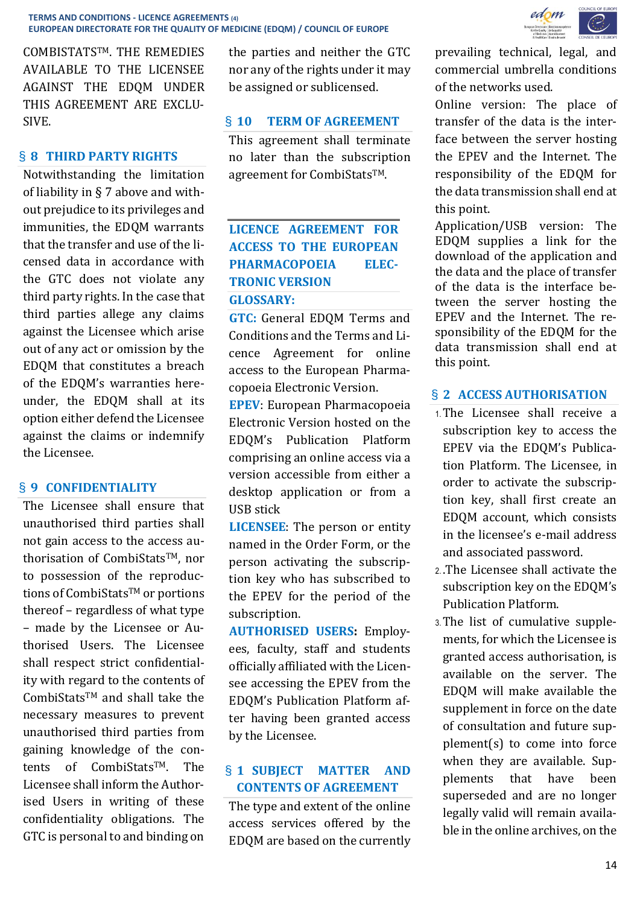COMBISTATSTM. THE REMEDIES AVAILABLE TO THE LICENSEE AGAINST THE EDQM UNDER THIS AGREEMENT ARE EXCLUSIVE.

## § 8 THIRD PARTY RIGHTS

Notwithstanding the limitation of liability in § 7 above and without prejudice to its privileges and immunities, the EDQM warrants that the transfer and use of the licensed data in accordance with the GTC does not violate any third party rights. In the case that third parties allege any claims against the Licensee which arise out of any act or omission by the EDQM that constitutes a breach of the EDQM's warranties hereunder, the EDQM shall at its option either defend the Licensee against the claims or indemnify the Licensee.

## § 9 CONFIDENTIALITY

The Licensee shall ensure that unauthorised third parties shall not gain access to the access authorisation of CombiStatsTM, nor to possession of the reproductions of CombiStatsTM or portions thereof – regardless of what type – made by the Licensee or Authorised Users. The Licensee shall respect strict confidentiality with regard to the contents of CombiStatsTM and shall take the necessary measures to prevent unauthorised third parties from gaining knowledge of the contents of CombiStatsTM. The Licensee shall inform the Authorised Users in writing of these confidentiality obligations. The GTC is personal to and binding on the parties and neither the GTC nor any of the rights under it may be assigned or sublicensed.

## § 10 TERM OF AGREEMENT

This agreement shall terminate no later than the subscription agreement for CombiStatsTM.

# LICENCE AGREEMENT FOR ACCESS TO THE EUROPEAN PHARMACOPOEIA ELECTRONIC VERSION

## GLOSSARY:

**GTC:** General EDQM Terms and Conditions and the Terms and Licence Agreement for online access to the European Pharmacopoeia Electronic Version.

**EPEV**: European Pharmacopoeia Electronic Version hosted on the EDQM's Publication Platform comprising an online access via a version accessible from either a desktop application or from a USB stick

**LICENSEE**: The person or entity named in the Order Form, or the person activating the subscription key who has subscribed to the EPEV for the period of the subscription.

**AUTHORISED USERS:** Employees, faculty, staff and students officially affiliated with the Licensee accessing the EPEV from the EDQM's Publication Platform after having been granted access by the Licensee.

## § 1 SUBJECT MATTER AND CONTENTS OF AGREEMENT

The type and extent of the online access services offered by the EDQM are based on the currently prevailing technical, legal, and commercial umbrella conditions of the networks used.

Online version: The place of transfer of the data is the interface between the server hosting the EPEV and the Internet. The responsibility of the EDQM for the data transmission shall end at this point.

Application/USB version: The EDQM supplies a link for the download of the application and the data and the place of transfer of the data is the interface between the server hosting the EPEV and the Internet. The responsibility of the EDQM for the data transmission shall end at this point.

## § 2 ACCESS AUTHORISATION

1. The Licensee shall receive a subscription key to access the EPEV via the EDQM's Publication Platform. The Licensee, in order to activate the subscription key, shall first create an EDQM account, which consists in the licensee's e-mail address and associated password.
2. .The Licensee shall activate the subscription key on the EDQM's Publication Platform.
3. The list of cumulative supplements, for which the Licensee is granted access authorisation, is available on the server. The EDQM will make available the supplement in force on the date of consultation and future supplement(s) to come into force when they are available. Supplements that have been superseded and are no longer legally valid will remain available in the online archives, on the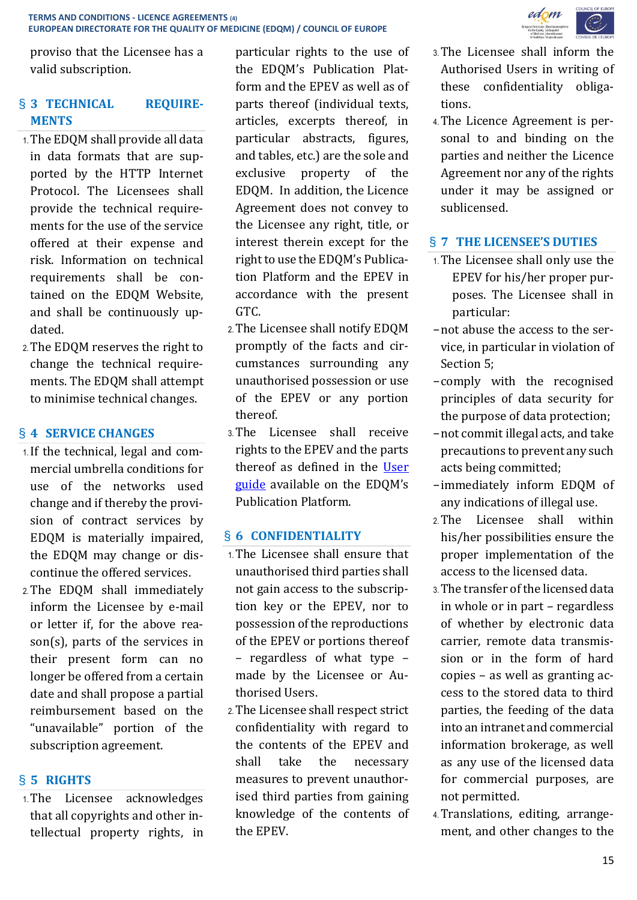proviso that the Licensee has a valid subscription.

## § 3 TECHNICAL REQUIREMENTS

1. The EDQM shall provide all data in data formats that are supported by the HTTP Internet Protocol. The Licensees shall provide the technical requirements for the use of the service offered at their expense and risk. Information on technical requirements shall be contained on the EDQM Website, and shall be continuously updated.
2. The EDQM reserves the right to change the technical requirements. The EDQM shall attempt to minimise technical changes.

## § 4 SERVICE CHANGES

1. If the technical, legal and commercial umbrella conditions for use of the networks used change and if thereby the provision of contract services by EDQM is materially impaired, the EDQM may change or discontinue the offered services.
2. The EDQM shall immediately inform the Licensee by e-mail or letter if, for the above reason(s), parts of the services in their present form can no longer be offered from a certain date and shall propose a partial reimbursement based on the “unavailable” portion of the subscription agreement.

## § 5 RIGHTS

1. The Licensee acknowledges that all copyrights and other intellectual property rights, in particular rights to the use of the EDQM’s Publication Platform and the EPEV as well as of parts thereof (individual texts, articles, excerpts thereof, in particular abstracts, figures, and tables, etc.) are the sole and exclusive property of the EDQM. In addition, the Licence Agreement does not convey to the Licensee any right, title, or interest therein except for the right to use the EDQM’s Publication Platform and the EPEV in accordance with the present GTC.
2. The Licensee shall notify EDQM promptly of the facts and circumstances surrounding any unauthorised possession or use of the EPEV or any portion thereof.
3. The Licensee shall receive rights to the EPEV and the parts thereof as defined in the User guide available on the EDQM’s Publication Platform.

## § 6 CONFIDENTIALITY

1. The Licensee shall ensure that unauthorised third parties shall not gain access to the subscription key or the EPEV, nor to possession of the reproductions of the EPEV or portions thereof – regardless of what type – made by the Licensee or Authorised Users.
2. The Licensee shall respect strict confidentiality with regard to the contents of the EPEV and shall take the necessary measures to prevent unauthorised third parties from gaining knowledge of the contents of the EPEV.
3. The Licensee shall inform the Authorised Users in writing of these confidentiality obligations.
4. The Licence Agreement is personal to and binding on the parties and neither the Licence Agreement nor any of the rights under it may be assigned or sublicensed.

## § 7 THE LICENSEE’S DUTIES

1. The Licensee shall only use the EPEV for his/her proper purposes. The Licensee shall in particular:
   - not abuse the access to the service, in particular in violation of Section 5;
   - comply with the recognised principles of data security for the purpose of data protection;
   - not commit illegal acts, and take precautions to prevent any such acts being committed;
   - immediately inform EDQM of any indications of illegal use.
2. The Licensee shall within his/her possibilities ensure the proper implementation of the access to the licensed data.
3. The transfer of the licensed data in whole or in part – regardless of whether by electronic data carrier, remote data transmission or in the form of hard copies – as well as granting access to the stored data to third parties, the feeding of the data into an intranet and commercial information brokerage, as well as any use of the licensed data for commercial purposes, are not permitted.
4. Translations, editing, arrangement, and other changes to the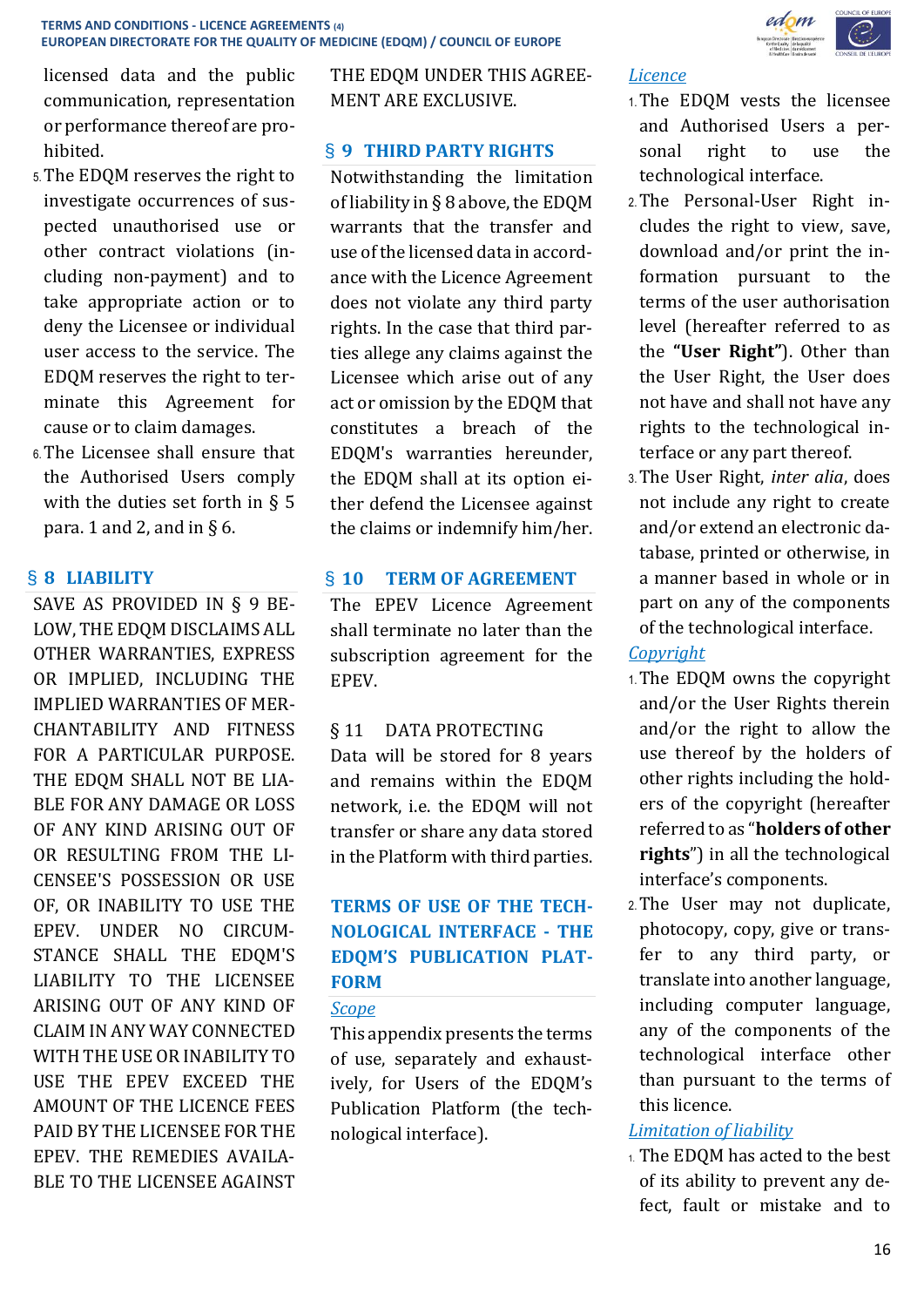licensed data and the public communication, representation or performance thereof are prohibited.

5. The EDQM reserves the right to investigate occurrences of suspected unauthorised use or other contract violations (including non-payment) and to take appropriate action or to deny the Licensee or individual user access to the service. The EDQM reserves the right to terminate this Agreement for cause or to claim damages.
6. The Licensee shall ensure that the Authorised Users comply with the duties set forth in § 5 para. 1 and 2, and in § 6.

## § 8 LIABILITY

SAVE AS PROVIDED IN § 9 BELOW, THE EDQM DISCLAIMS ALL OTHER WARRANTIES, EXPRESS OR IMPLIED, INCLUDING THE IMPLIED WARRANTIES OF MERCHANTABILITY AND FITNESS FOR A PARTICULAR PURPOSE. THE EDQM SHALL NOT BE LIABLE FOR ANY DAMAGE OR LOSS OF ANY KIND ARISING OUT OF OR RESULTING FROM THE LICENSEE'S POSSESSION OR USE OF, OR INABILITY TO USE THE EPEV. UNDER NO CIRCUMSTANCE SHALL THE EDQM'S LIABILITY TO THE LICENSEE ARISING OUT OF ANY KIND OF CLAIM IN ANY WAY CONNECTED WITH THE USE OR INABILITY TO USE THE EPEV EXCEED THE AMOUNT OF THE LICENCE FEES PAID BY THE LICENSEE FOR THE EPEV. THE REMEDIES AVAILABLE TO THE LICENSEE AGAINST THE EDQM UNDER THIS AGREEMENT ARE EXCLUSIVE.

## § 9 THIRD PARTY RIGHTS

Notwithstanding the limitation of liability in § 8 above, the EDQM warrants that the transfer and use of the licensed data in accordance with the Licence Agreement does not violate any third party rights. In the case that third parties allege any claims against the Licensee which arise out of any act or omission by the EDQM that constitutes a breach of the EDQM's warranties hereunder, the EDQM shall at its option either defend the Licensee against the claims or indemnify him/her.

## § 10 TERM OF AGREEMENT

The EPEV Licence Agreement shall terminate no later than the subscription agreement for the EPEV.

## § 11 DATA PROTECTING

Data will be stored for 8 years and remains within the EDQM network, i.e. the EDQM will not transfer or share any data stored in the Platform with third parties.

## TERMS OF USE OF THE TECHNOLOGICAL INTERFACE - THE EDQM'S PUBLICATION PLATFORM

### *Scope*

This appendix presents the terms of use, separately and exhaustively, for Users of the EDQM's Publication Platform (the technological interface).

### *Licence*

1. The EDQM vests the licensee and Authorised Users a personal right to use the technological interface.
2. The Personal-User Right includes the right to view, save, download and/or print the information pursuant to the terms of the user authorisation level (hereafter referred to as the **"User Right"**). Other than the User Right, the User does not have and shall not have any rights to the technological interface or any part thereof.
3. The User Right, *inter alia*, does not include any right to create and/or extend an electronic database, printed or otherwise, in a manner based in whole or in part on any of the components of the technological interface.

### *Copyright*

1. The EDQM owns the copyright and/or the User Rights therein and/or the right to allow the use thereof by the holders of other rights including the holders of the copyright (hereafter referred to as "**holders of other rights**") in all the technological interface's components.
2. The User may not duplicate, photocopy, copy, give or transfer to any third party, or translate into another language, including computer language, any of the components of the technological interface other than pursuant to the terms of this licence.

### *Limitation of liability*

1. The EDQM has acted to the best of its ability to prevent any defect, fault or mistake and to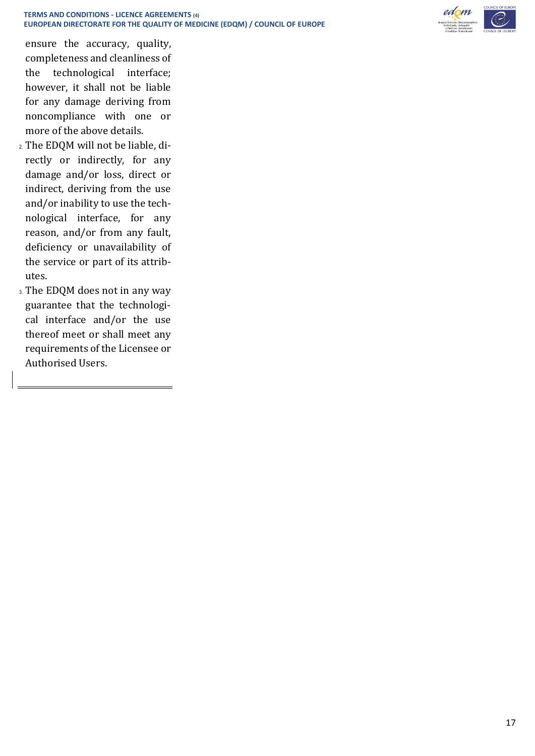ensure the accuracy, quality, completeness and cleanliness of the technological interface; however, it shall not be liable for any damage deriving from noncompliance with one or more of the above details.

2. The EDQM will not be liable, directly or indirectly, for any damage and/or loss, direct or indirect, deriving from the use and/or inability to use the technological interface, for any reason, and/or from any fault, deficiency or unavailability of the service or part of its attributes.
3. The EDQM does not in any way guarantee that the technological interface and/or the use thereof meet or shall meet any requirements of the Licensee or Authorised Users.